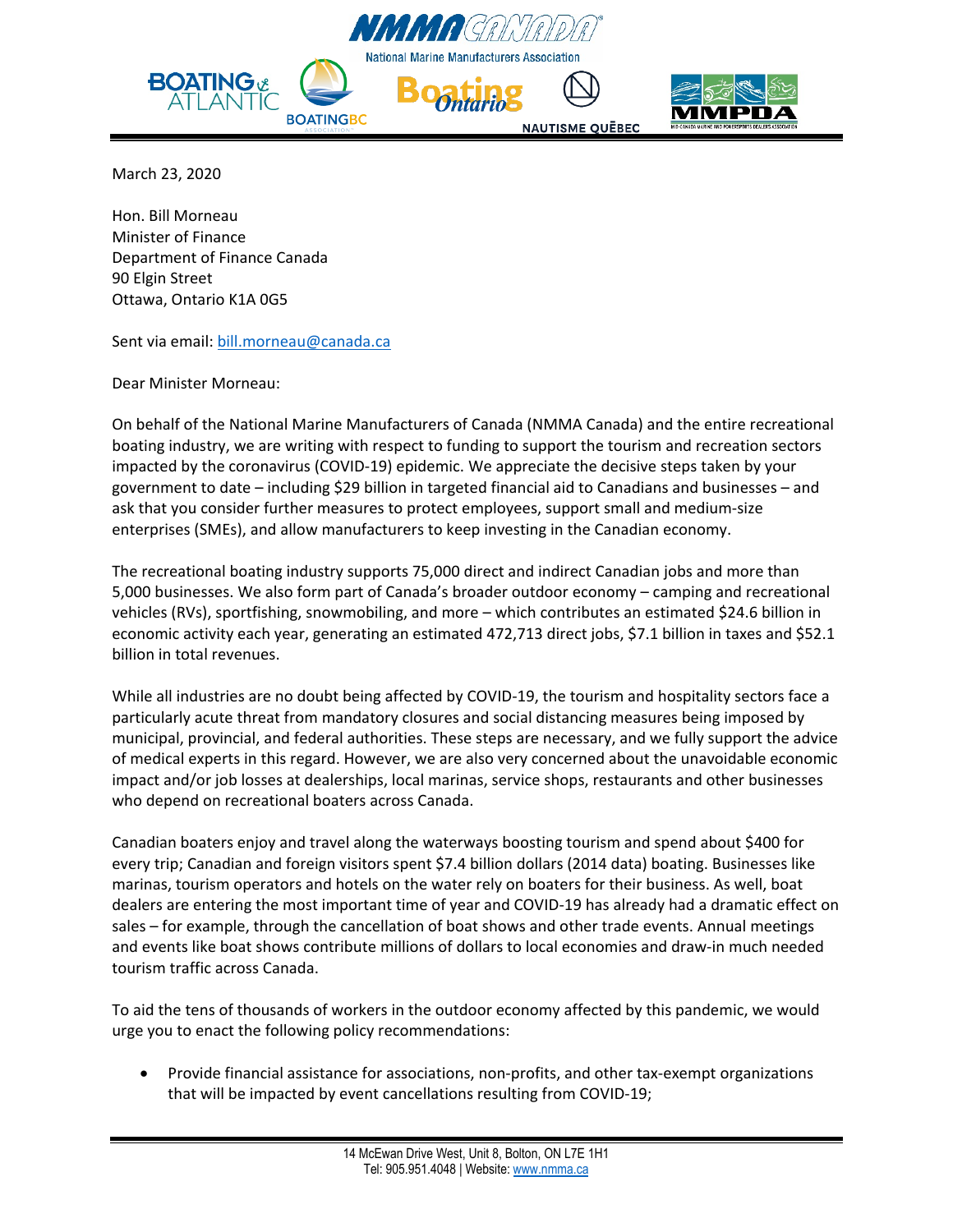NMMA CANADA
National Marine Manufacturers Association

BOATING ATLANTIC | BOATINGBC ASSOCIATION | Boating Ontario | NAUTISME QUÉBEC | MMPDA

March 23, 2020

Hon. Bill Morneau
Minister of Finance
Department of Finance Canada
90 Elgin Street
Ottawa, Ontario K1A 0G5

Sent via email: bill.morneau@canada.ca

Dear Minister Morneau:

On behalf of the National Marine Manufacturers of Canada (NMMA Canada) and the entire recreational boating industry, we are writing with respect to funding to support the tourism and recreation sectors impacted by the coronavirus (COVID-19) epidemic. We appreciate the decisive steps taken by your government to date – including $29 billion in targeted financial aid to Canadians and businesses – and ask that you consider further measures to protect employees, support small and medium-size enterprises (SMEs), and allow manufacturers to keep investing in the Canadian economy.

The recreational boating industry supports 75,000 direct and indirect Canadian jobs and more than 5,000 businesses. We also form part of Canada's broader outdoor economy – camping and recreational vehicles (RVs), sportfishing, snowmobiling, and more – which contributes an estimated $24.6 billion in economic activity each year, generating an estimated 472,713 direct jobs, $7.1 billion in taxes and $52.1 billion in total revenues.

While all industries are no doubt being affected by COVID-19, the tourism and hospitality sectors face a particularly acute threat from mandatory closures and social distancing measures being imposed by municipal, provincial, and federal authorities. These steps are necessary, and we fully support the advice of medical experts in this regard. However, we are also very concerned about the unavoidable economic impact and/or job losses at dealerships, local marinas, service shops, restaurants and other businesses who depend on recreational boaters across Canada.

Canadian boaters enjoy and travel along the waterways boosting tourism and spend about $400 for every trip; Canadian and foreign visitors spent $7.4 billion dollars (2014 data) boating. Businesses like marinas, tourism operators and hotels on the water rely on boaters for their business. As well, boat dealers are entering the most important time of year and COVID-19 has already had a dramatic effect on sales – for example, through the cancellation of boat shows and other trade events. Annual meetings and events like boat shows contribute millions of dollars to local economies and draw-in much needed tourism traffic across Canada.

To aid the tens of thousands of workers in the outdoor economy affected by this pandemic, we would urge you to enact the following policy recommendations:

- Provide financial assistance for associations, non-profits, and other tax-exempt organizations that will be impacted by event cancellations resulting from COVID-19;

14 McEwan Drive West, Unit 8, Bolton, ON L7E 1H1
Tel: 905.951.4048 | Website: www.nmma.ca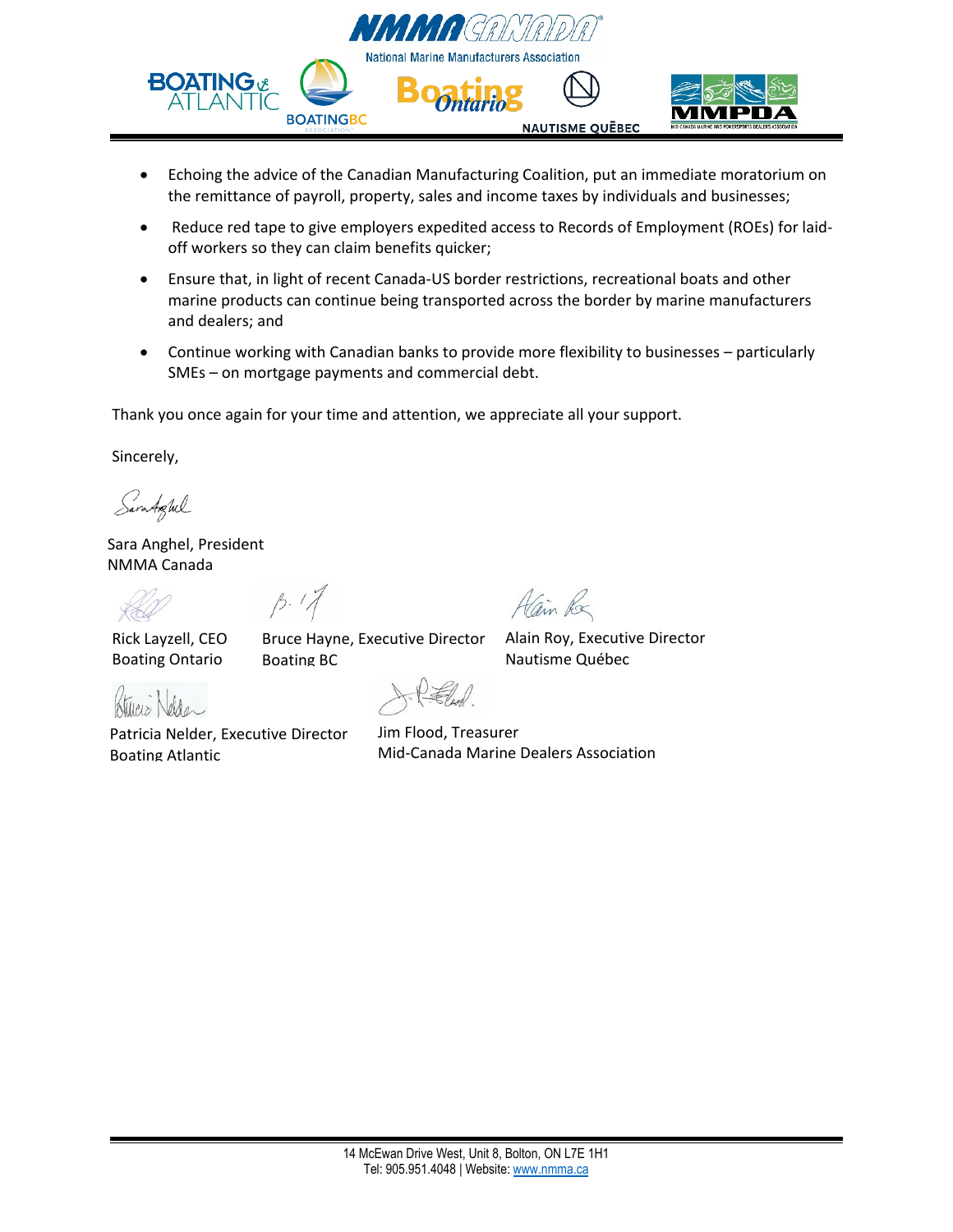- Echoing the advice of the Canadian Manufacturing Coalition, put an immediate moratorium on the remittance of payroll, property, sales and income taxes by individuals and businesses;
- Reduce red tape to give employers expedited access to Records of Employment (ROEs) for laid-off workers so they can claim benefits quicker;
- Ensure that, in light of recent Canada-US border restrictions, recreational boats and other marine products can continue being transported across the border by marine manufacturers and dealers; and
- Continue working with Canadian banks to provide more flexibility to businesses – particularly SMEs – on mortgage payments and commercial debt.

Thank you once again for your time and attention, we appreciate all your support.

Sincerely,

Sara Anghel, President
NMMA Canada

Rick Layzell, CEO
Boating Ontario

Bruce Hayne, Executive Director
Boating BC

Alain Roy, Executive Director
Nautisme Québec

Patricia Nelder, Executive Director
Boating Atlantic

Jim Flood, Treasurer
Mid-Canada Marine Dealers Association